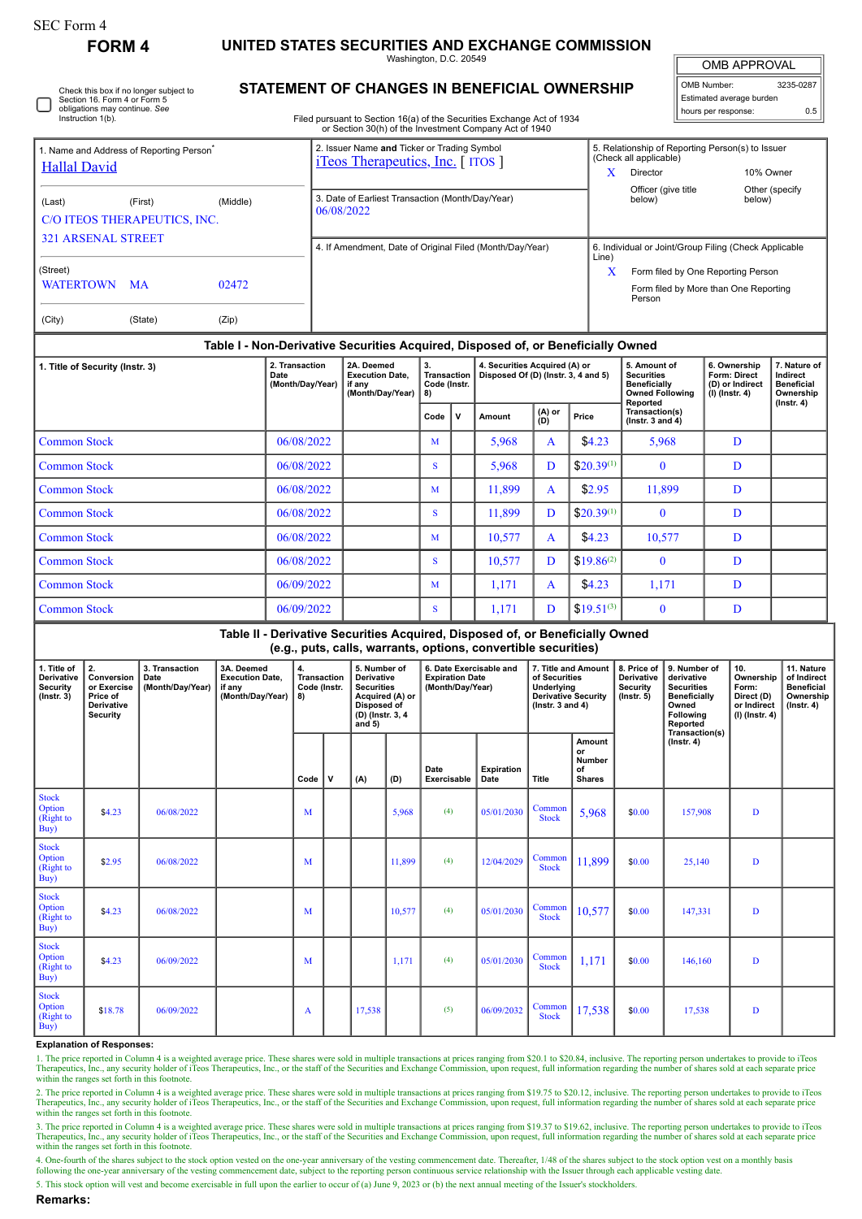SEC Form 4

# FORM 4

## UNITED STATES SECURITIES AND EXCHANGE COMMISSION

Washington, D.C. 20549

## STATEMENT OF CHANGES IN BENEFICIAL OWNERSHIP

Filed pursuant to Section 16(a) of the Securities Exchange Act of 1934
or Section 30(h) of the Investment Company Act of 1940

| OMB APPROVAL | |
|---|---|
| OMB Number: | 3235-0287 |
| Estimated average burden | |
| hours per response: | 0.5 |

☐ Check this box if no longer subject to Section 16. Form 4 or Form 5 obligations may continue. *See* Instruction 1(b).

1. Name and Address of Reporting Person*
Hallal David

(Last) (First) (Middle)
C/O ITEOS THERAPEUTICS, INC.
321 ARSENAL STREET

(Street)
WATERTOWN MA 02472

(City) (State) (Zip)

2. Issuer Name **and** Ticker or Trading Symbol
iTeos Therapeutics, Inc. [ ITOS ]

3. Date of Earliest Transaction (Month/Day/Year)
06/08/2022

4. If Amendment, Date of Original Filed (Month/Day/Year)

5. Relationship of Reporting Person(s) to Issuer (Check all applicable)
X Director
10% Owner
Officer (give title below)
Other (specify below)

6. Individual or Joint/Group Filing (Check Applicable Line)
X Form filed by One Reporting Person
Form filed by More than One Reporting Person

### Table I - Non-Derivative Securities Acquired, Disposed of, or Beneficially Owned

| 1. Title of Security (Instr. 3) | 2. Transaction Date (Month/Day/Year) | 2A. Deemed Execution Date, if any (Month/Day/Year) | 3. Transaction Code (Instr. 8) | | 4. Securities Acquired (A) or Disposed Of (D) (Instr. 3, 4 and 5) | | | 5. Amount of Securities Beneficially Owned Following Reported Transaction(s) (Instr. 3 and 4) | 6. Ownership Form: Direct (D) or Indirect (I) (Instr. 4) | 7. Nature of Indirect Beneficial Ownership (Instr. 4) |
|---|---|---|---|---|---|---|---|---|---|---|
| | | | Code | V | Amount | (A) or (D) | Price | | | |
| Common Stock | 06/08/2022 | | M | | 5,968 | A | $4.23 | 5,968 | D | |
| Common Stock | 06/08/2022 | | S | | 5,968 | D | $20.39[1] | 0 | D | |
| Common Stock | 06/08/2022 | | M | | 11,899 | A | $2.95 | 11,899 | D | |
| Common Stock | 06/08/2022 | | S | | 11,899 | D | $20.39[1] | 0 | D | |
| Common Stock | 06/08/2022 | | M | | 10,577 | A | $4.23 | 10,577 | D | |
| Common Stock | 06/08/2022 | | S | | 10,577 | D | $19.86[2] | 0 | D | |
| Common Stock | 06/09/2022 | | M | | 1,171 | A | $4.23 | 1,171 | D | |
| Common Stock | 06/09/2022 | | S | | 1,171 | D | $19.51[3] | 0 | D | |

### Table II - Derivative Securities Acquired, Disposed of, or Beneficially Owned (e.g., puts, calls, warrants, options, convertible securities)

| 1. Title of Derivative Security (Instr. 3) | 2. Conversion or Exercise Price of Derivative Security | 3. Transaction Date (Month/Day/Year) | 3A. Deemed Execution Date, if any (Month/Day/Year) | 4. Transaction Code (Instr. 8) | | 5. Number of Derivative Securities Acquired (A) or Disposed of (D) (Instr. 3, 4 and 5) | | 6. Date Exercisable and Expiration Date (Month/Day/Year) | | 7. Title and Amount of Securities Underlying Derivative Security (Instr. 3 and 4) | | 8. Price of Derivative Security (Instr. 5) | 9. Number of derivative Securities Beneficially Owned Following Reported Transaction(s) (Instr. 4) | 10. Ownership Form: Direct (D) or Indirect (I) (Instr. 4) | 11. Nature of Indirect Beneficial Ownership (Instr. 4) |
|---|---|---|---|---|---|---|---|---|---|---|---|---|---|---|---|
| | | | | Code | V | (A) | (D) | Date Exercisable | Expiration Date | Title | Amount or Number of Shares | | | | |
| Stock Option (Right to Buy) | $4.23 | 06/08/2022 | | M | | | 5,968 | (4) | 05/01/2030 | Common Stock | 5,968 | $0.00 | 157,908 | D | |
| Stock Option (Right to Buy) | $2.95 | 06/08/2022 | | M | | | 11,899 | (4) | 12/04/2029 | Common Stock | 11,899 | $0.00 | 25,140 | D | |
| Stock Option (Right to Buy) | $4.23 | 06/08/2022 | | M | | | 10,577 | (4) | 05/01/2030 | Common Stock | 10,577 | $0.00 | 147,331 | D | |
| Stock Option (Right to Buy) | $4.23 | 06/09/2022 | | M | | | 1,171 | (4) | 05/01/2030 | Common Stock | 1,171 | $0.00 | 146,160 | D | |
| Stock Option (Right to Buy) | $18.78 | 06/09/2022 | | A | | 17,538 | | (5) | 06/09/2032 | Common Stock | 17,538 | $0.00 | 17,538 | D | |

**Explanation of Responses:**

1. The price reported in Column 4 is a weighted average price. These shares were sold in multiple transactions at prices ranging from $20.1 to $20.84, inclusive. The reporting person undertakes to provide to iTeos Therapeutics, Inc., any security holder of iTeos Therapeutics, Inc., or the staff of the Securities and Exchange Commission, upon request, full information regarding the number of shares sold at each separate price within the ranges set forth in this footnote.

2. The price reported in Column 4 is a weighted average price. These shares were sold in multiple transactions at prices ranging from $19.75 to $20.12, inclusive. The reporting person undertakes to provide to iTeos Therapeutics, Inc., any security holder of iTeos Therapeutics, Inc., or the staff of the Securities and Exchange Commission, upon request, full information regarding the number of shares sold at each separate price within the ranges set forth in this footnote.

3. The price reported in Column 4 is a weighted average price. These shares were sold in multiple transactions at prices ranging from $19.37 to $19.62, inclusive. The reporting person undertakes to provide to iTeos Therapeutics, Inc., any security holder of iTeos Therapeutics, Inc., or the staff of the Securities and Exchange Commission, upon request, full information regarding the number of shares sold at each separate price within the ranges set forth in this footnote.

4. One-fourth of the shares subject to the stock option vested on the one-year anniversary of the vesting commencement date. Thereafter, 1/48 of the shares subject to the stock option vest on a monthly basis following the one-year anniversary of the vesting commencement date, subject to the reporting person continuous service relationship with the Issuer through each applicable vesting date.

5. This stock option will vest and become exercisable in full upon the earlier to occur of (a) June 9, 2023 or (b) the next annual meeting of the Issuer's stockholders.

**Remarks:**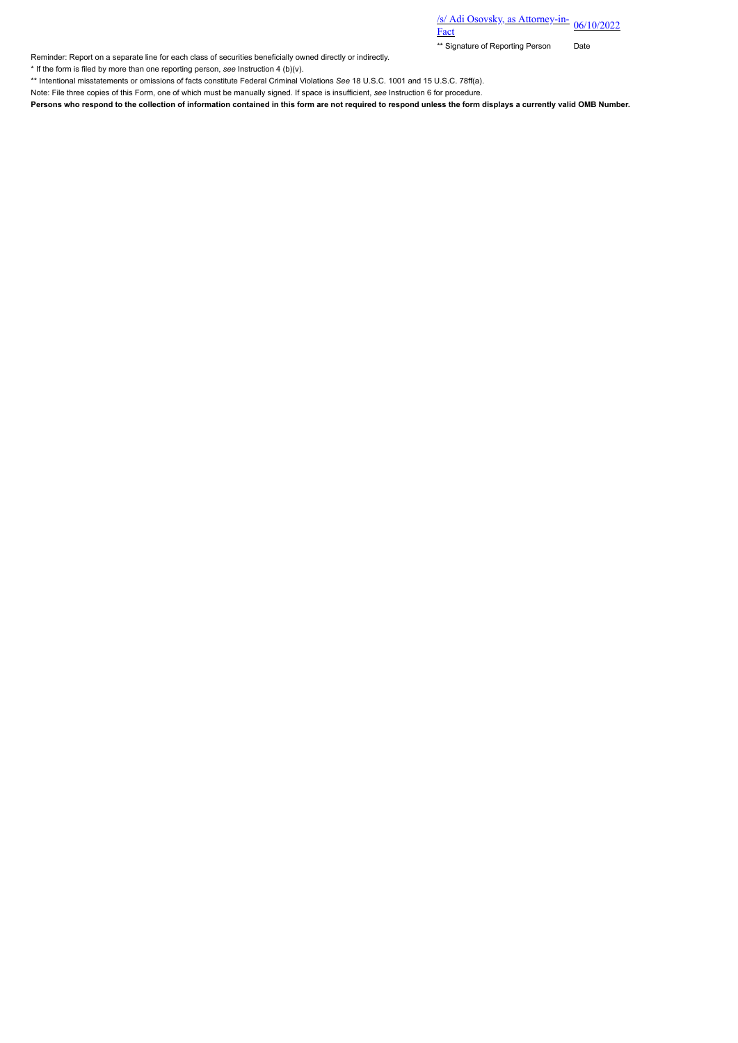| | |
|---|---|
| /s/ Adi Osovsky, as Attorney-in-Fact | 06/10/2022 |
| ** Signature of Reporting Person | Date |

Reminder: Report on a separate line for each class of securities beneficially owned directly or indirectly.

* If the form is filed by more than one reporting person, *see* Instruction 4 (b)(v).

** Intentional misstatements or omissions of facts constitute Federal Criminal Violations *See* 18 U.S.C. 1001 and 15 U.S.C. 78ff(a).

Note: File three copies of this Form, one of which must be manually signed. If space is insufficient, *see* Instruction 6 for procedure.

**Persons who respond to the collection of information contained in this form are not required to respond unless the form displays a currently valid OMB Number.**